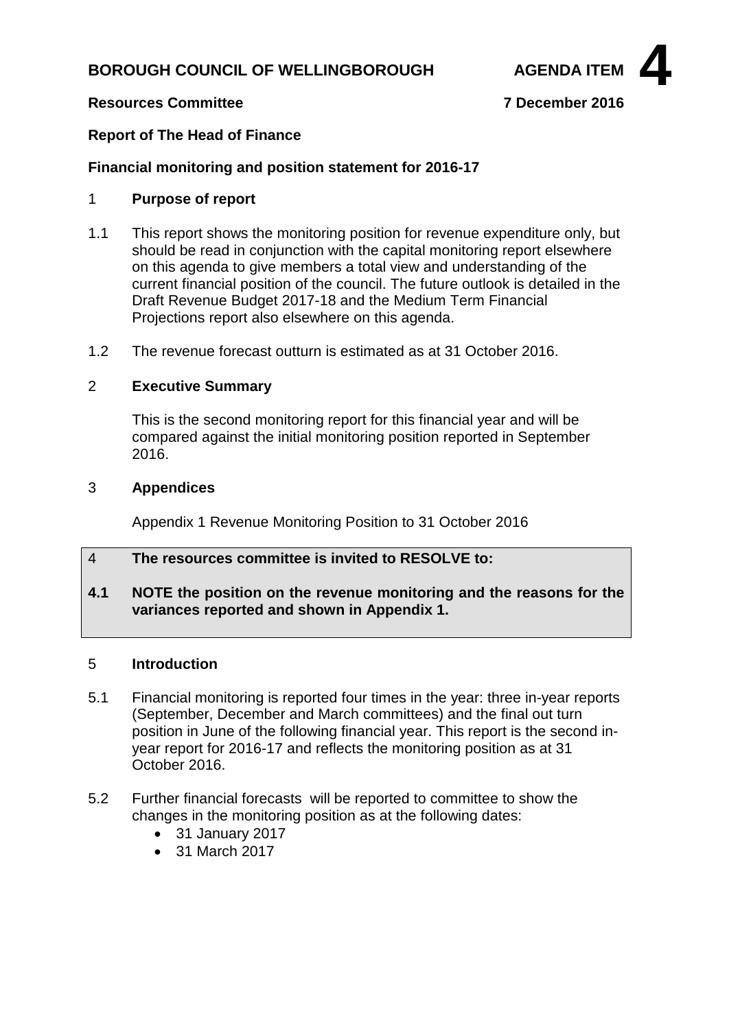**BOROUGH COUNCIL OF WELLINGBOROUGH** **AGENDA ITEM 4**

**Resources Committee** **7 December 2016**

**Report of The Head of Finance**

**Financial monitoring and position statement for 2016-17**

## 1 Purpose of report

1.1 This report shows the monitoring position for revenue expenditure only, but should be read in conjunction with the capital monitoring report elsewhere on this agenda to give members a total view and understanding of the current financial position of the council. The future outlook is detailed in the Draft Revenue Budget 2017-18 and the Medium Term Financial Projections report also elsewhere on this agenda.

1.2 The revenue forecast outturn is estimated as at 31 October 2016.

## 2 Executive Summary

This is the second monitoring report for this financial year and will be compared against the initial monitoring position reported in September 2016.

## 3 Appendices

Appendix 1 Revenue Monitoring Position to 31 October 2016

## 4 The resources committee is invited to RESOLVE to:

**4.1 NOTE the position on the revenue monitoring and the reasons for the variances reported and shown in Appendix 1.**

## 5 Introduction

5.1 Financial monitoring is reported four times in the year: three in-year reports (September, December and March committees) and the final out turn position in June of the following financial year. This report is the second in-year report for 2016-17 and reflects the monitoring position as at 31 October 2016.

5.2 Further financial forecasts will be reported to committee to show the changes in the monitoring position as at the following dates:

- 31 January 2017
- 31 March 2017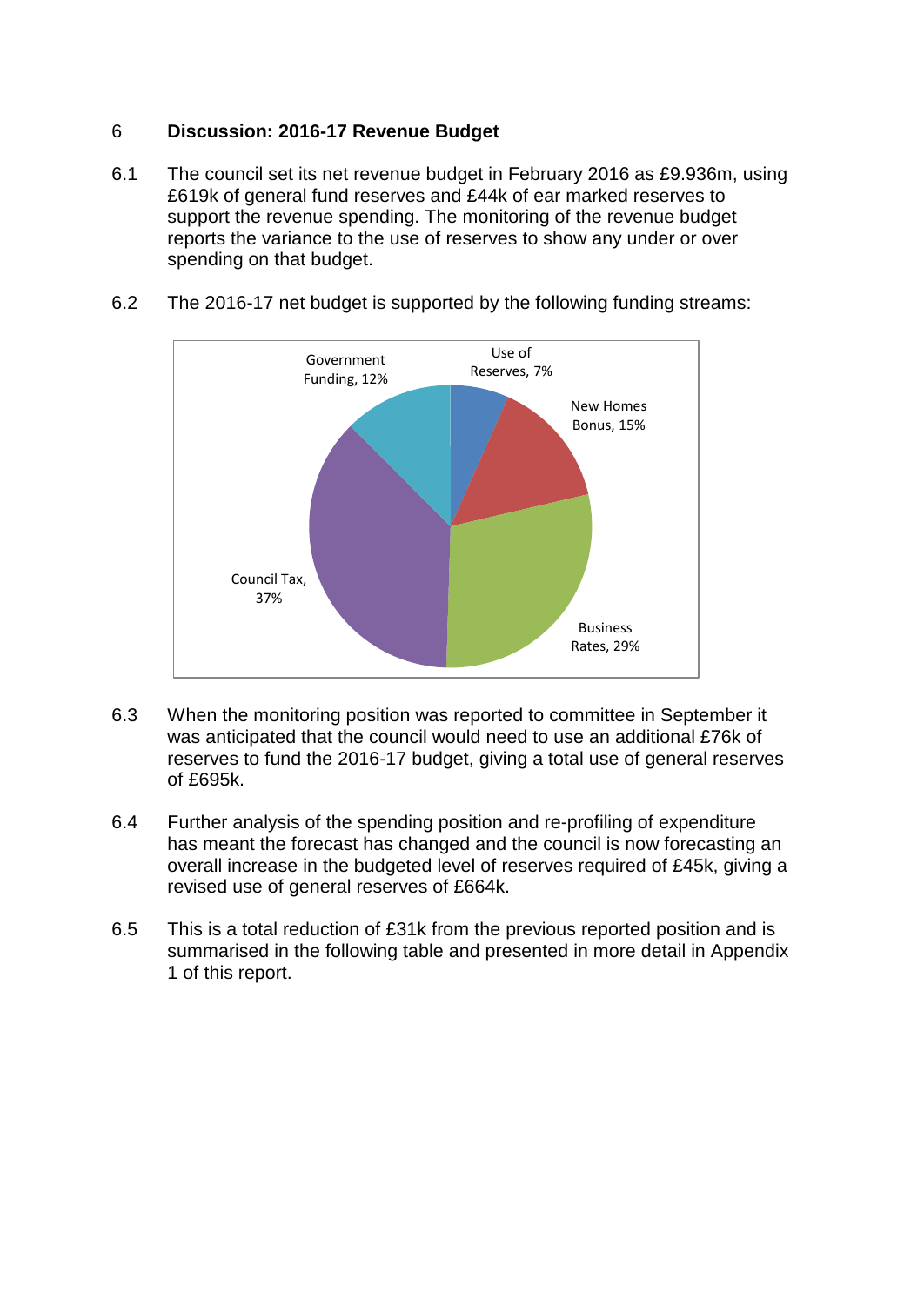## 6 Discussion: 2016-17 Revenue Budget

6.1 The council set its net revenue budget in February 2016 as £9.936m, using £619k of general fund reserves and £44k of ear marked reserves to support the revenue spending. The monitoring of the revenue budget reports the variance to the use of reserves to show any under or over spending on that budget.

6.2 The 2016-17 net budget is supported by the following funding streams:

Use of Reserves, 7%

New Homes Bonus, 15%

Business Rates, 29%

Council Tax, 37%

Government Funding, 12%

6.3 When the monitoring position was reported to committee in September it was anticipated that the council would need to use an additional £76k of reserves to fund the 2016-17 budget, giving a total use of general reserves of £695k.

6.4 Further analysis of the spending position and re-profiling of expenditure has meant the forecast has changed and the council is now forecasting an overall increase in the budgeted level of reserves required of £45k, giving a revised use of general reserves of £664k.

6.5 This is a total reduction of £31k from the previous reported position and is summarised in the following table and presented in more detail in Appendix 1 of this report.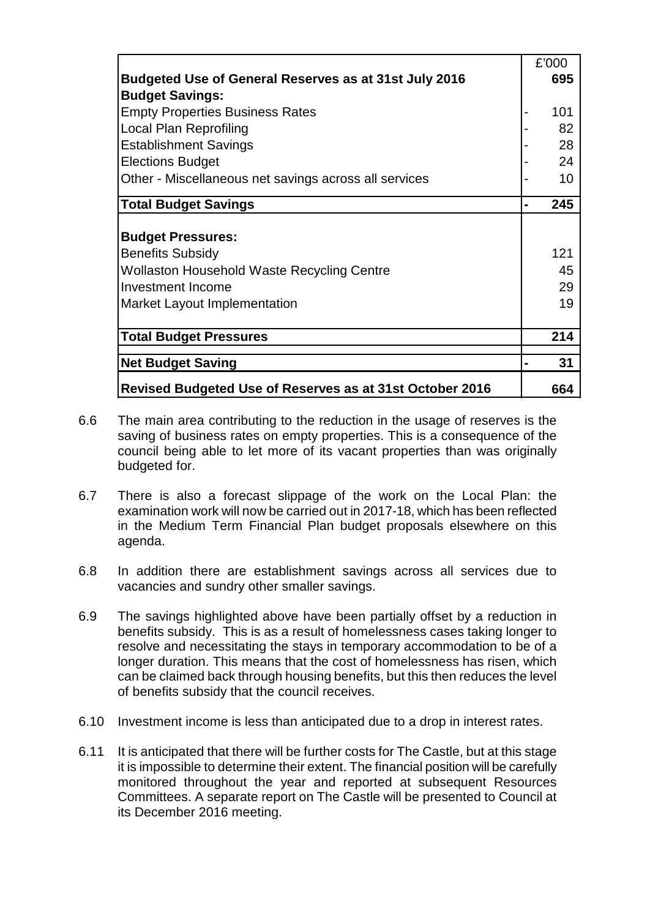| | | £'000 |
|---|---|---|
| **Budgeted Use of General Reserves as at 31st July 2016** | | **695** |
| **Budget Savings:** | | |
| Empty Properties Business Rates | - | 101 |
| Local Plan Reprofiling | - | 82 |
| Establishment Savings | - | 28 |
| Elections Budget | - | 24 |
| Other - Miscellaneous net savings across all services | - | 10 |
| **Total Budget Savings** | **-** | **245** |
| **Budget Pressures:** | | |
| Benefits Subsidy | | 121 |
| Wollaston Household Waste Recycling Centre | | 45 |
| Investment Income | | 29 |
| Market Layout Implementation | | 19 |
| **Total Budget Pressures** | | **214** |
| **Net Budget Saving** | **-** | **31** |
| **Revised Budgeted Use of Reserves as at 31st October 2016** | | **664** |

6.6 The main area contributing to the reduction in the usage of reserves is the saving of business rates on empty properties. This is a consequence of the council being able to let more of its vacant properties than was originally budgeted for.

6.7 There is also a forecast slippage of the work on the Local Plan: the examination work will now be carried out in 2017-18, which has been reflected in the Medium Term Financial Plan budget proposals elsewhere on this agenda.

6.8 In addition there are establishment savings across all services due to vacancies and sundry other smaller savings.

6.9 The savings highlighted above have been partially offset by a reduction in benefits subsidy. This is as a result of homelessness cases taking longer to resolve and necessitating the stays in temporary accommodation to be of a longer duration. This means that the cost of homelessness has risen, which can be claimed back through housing benefits, but this then reduces the level of benefits subsidy that the council receives.

6.10 Investment income is less than anticipated due to a drop in interest rates.

6.11 It is anticipated that there will be further costs for The Castle, but at this stage it is impossible to determine their extent. The financial position will be carefully monitored throughout the year and reported at subsequent Resources Committees. A separate report on The Castle will be presented to Council at its December 2016 meeting.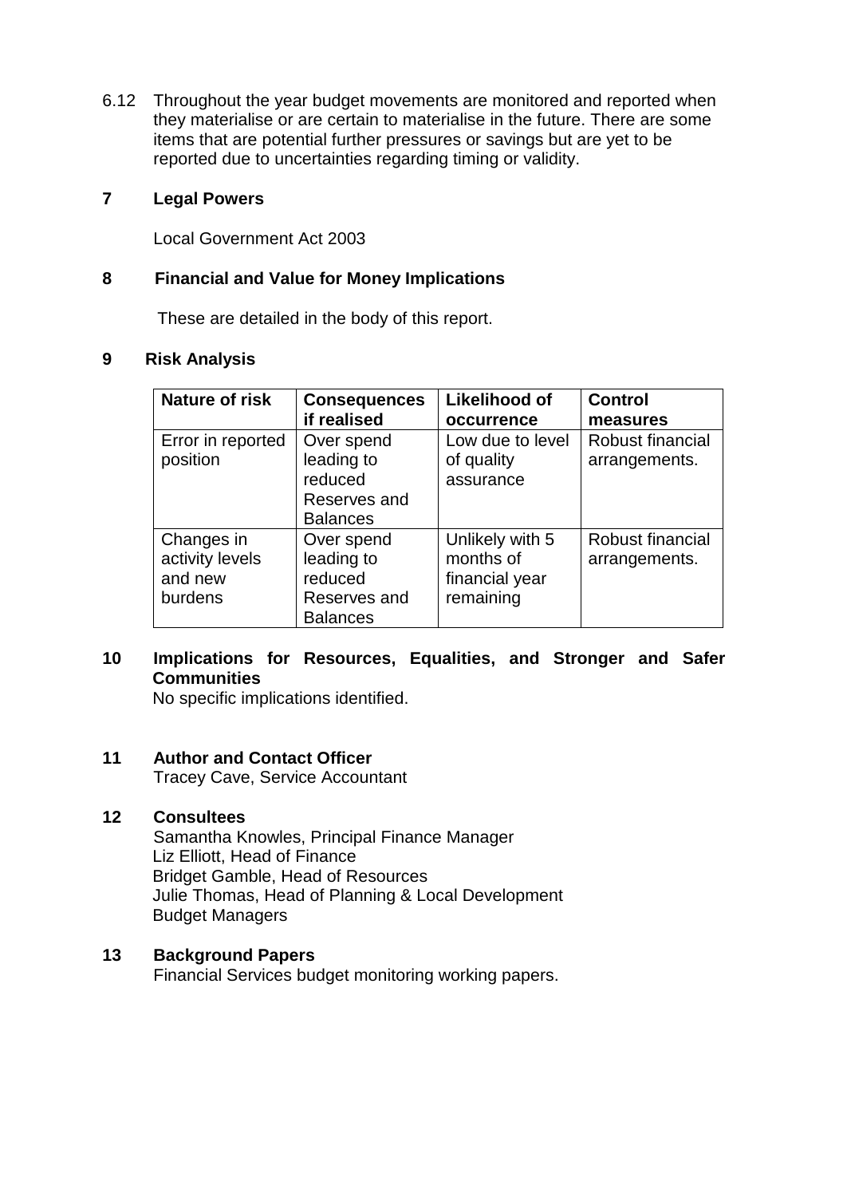6.12 Throughout the year budget movements are monitored and reported when they materialise or are certain to materialise in the future. There are some items that are potential further pressures or savings but are yet to be reported due to uncertainties regarding timing or validity.

## 7 Legal Powers

Local Government Act 2003

## 8 Financial and Value for Money Implications

These are detailed in the body of this report.

## 9 Risk Analysis

| Nature of risk | Consequences if realised | Likelihood of occurrence | Control measures |
|---|---|---|---|
| Error in reported position | Over spend leading to reduced Reserves and Balances | Low due to level of quality assurance | Robust financial arrangements. |
| Changes in activity levels and new burdens | Over spend leading to reduced Reserves and Balances | Unlikely with 5 months of financial year remaining | Robust financial arrangements. |

## 10 Implications for Resources, Equalities, and Stronger and Safer Communities

No specific implications identified.

## 11 Author and Contact Officer

Tracey Cave, Service Accountant

## 12 Consultees

Samantha Knowles, Principal Finance Manager
Liz Elliott, Head of Finance
Bridget Gamble, Head of Resources
Julie Thomas, Head of Planning & Local Development
Budget Managers

## 13 Background Papers

Financial Services budget monitoring working papers.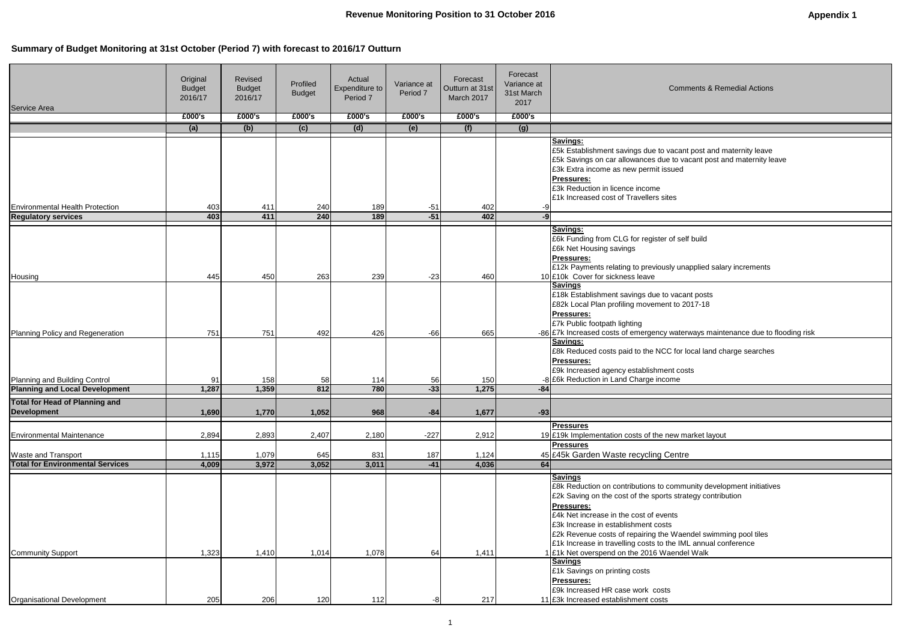# Revenue Monitoring Position to 31 October 2016

**Appendix 1**

## Summary of Budget Monitoring at 31st October (Period 7) with forecast to 2016/17 Outturn

| Service Area | Original Budget 2016/17 | Revised Budget 2016/17 | Profiled Budget | Actual Expenditure to Period 7 | Variance at Period 7 | Forecast Outturn at 31st March 2017 | Forecast Variance at 31st March 2017 | Comments & Remedial Actions |
|---|---|---|---|---|---|---|---|---|
| | £000's | £000's | £000's | £000's | £000's | £000's | £000's | |
| | (a) | (b) | (c) | (d) | (e) | (f) | (g) | |
| Environmental Health Protection | 403 | 411 | 240 | 189 | -51 | 402 | -9 | **Savings:** £5k Establishment savings due to vacant post and maternity leave; £5k Savings on car allowances due to vacant post and maternity leave; £3k Extra income as new permit issued. **Pressures:** £3k Reduction in licence income; £1k Increased cost of Travellers sites |
| **Regulatory services** | **403** | **411** | **240** | **189** | **-51** | **402** | **-9** | |
| Housing | 445 | 450 | 263 | 239 | -23 | 460 | 10 | **Savings:** £6k Funding from CLG for register of self build; £6k Net Housing savings. **Pressures:** £12k Payments relating to previously unapplied salary increments; £10k Cover for sickness leave |
| Planning Policy and Regeneration | 751 | 751 | 492 | 426 | -66 | 665 | -86 | **Savings** £18k Establishment savings due to vacant posts; £82k Local Plan profiling movement to 2017-18. **Pressures:** £7k Public footpath lighting; £7k Increased costs of emergency waterways maintenance due to flooding risk |
| Planning and Building Control | 91 | 158 | 58 | 114 | 56 | 150 | -8 | **Savings:** £8k Reduced costs paid to the NCC for local land charge searches. **Pressures:** £9k Increased agency establishment costs; £6k Reduction in Land Charge income |
| **Planning and Local Development** | **1,287** | **1,359** | **812** | **780** | **-33** | **1,275** | **-84** | |
| **Total for Head of Planning and Development** | **1,690** | **1,770** | **1,052** | **968** | **-84** | **1,677** | **-93** | |
| Environmental Maintenance | 2,894 | 2,893 | 2,407 | 2,180 | -227 | 2,912 | 19 | **Pressures** £19k Implementation costs of the new market layout |
| Waste and Transport | 1,115 | 1,079 | 645 | 831 | 187 | 1,124 | 45 | **Pressures** £45k Garden Waste recycling Centre |
| **Total for Environmental Services** | **4,009** | **3,972** | **3,052** | **3,011** | **-41** | **4,036** | **64** | |
| Community Support | 1,323 | 1,410 | 1,014 | 1,078 | 64 | 1,411 | 1 | **Savings** £8k Reduction on contributions to community development initiatives; £2k Saving on the cost of the sports strategy contribution. **Pressures:** £4k Net increase in the cost of events; £3k Increase in establishment costs; £2k Revenue costs of repairing the Waendel swimming pool tiles; £1k Increase in travelling costs to the IML annual conference; £1k Net overspend on the 2016 Waendel Walk |
| Organisational Development | 205 | 206 | 120 | 112 | -8 | 217 | 11 | **Savings** £1k Savings on printing costs. **Pressures:** £9k Increased HR case work costs; £3k Increased establishment costs |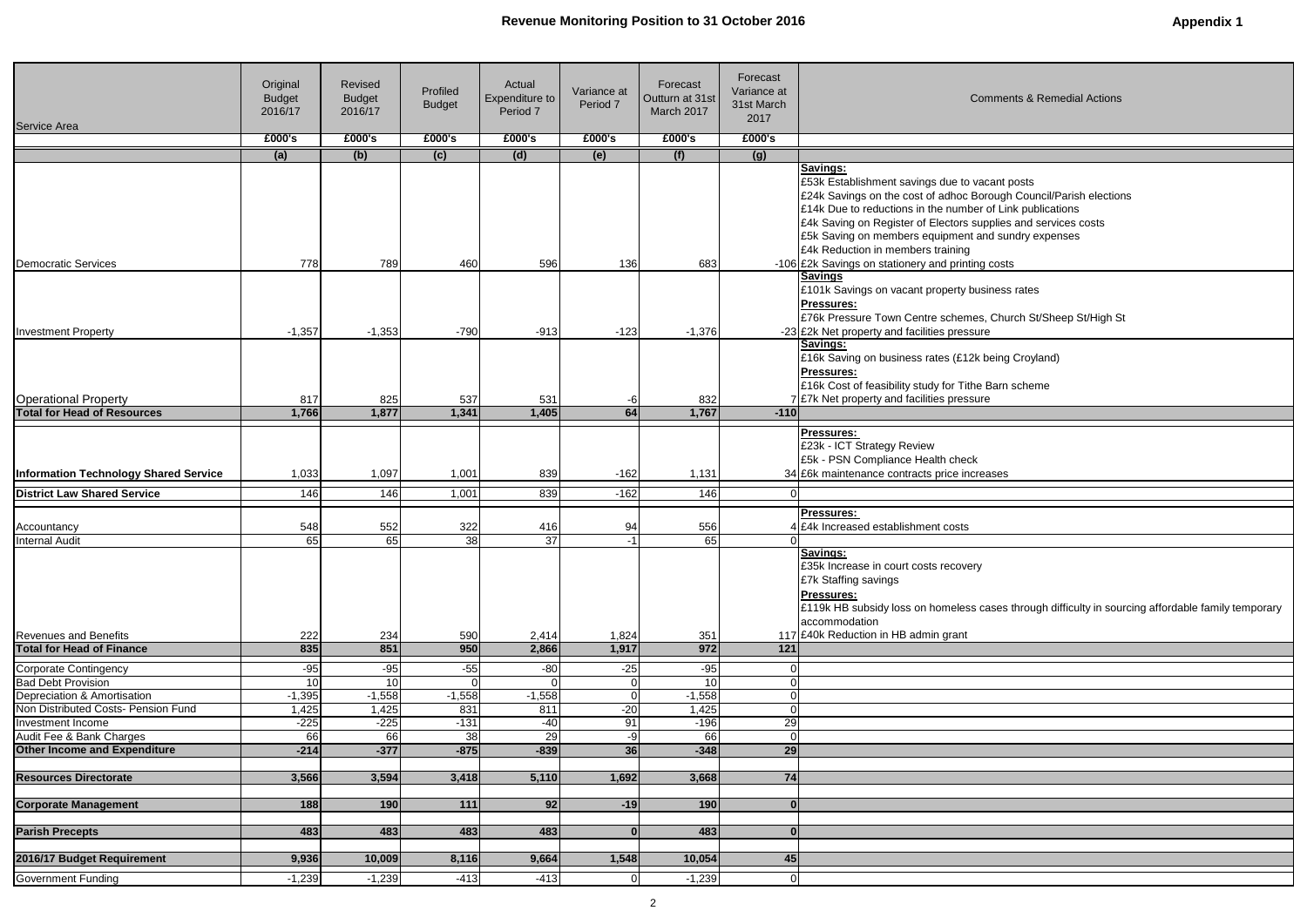# Revenue Monitoring Position to 31 October 2016

**Appendix 1**

| Service Area | Original Budget 2016/17 | Revised Budget 2016/17 | Profiled Budget | Actual Expenditure to Period 7 | Variance at Period 7 | Forecast Outturn at 31st March 2017 | Forecast Variance at 31st March 2017 | Comments & Remedial Actions |
|---|---|---|---|---|---|---|---|---|
| | £000's | £000's | £000's | £000's | £000's | £000's | £000's | |
| | (a) | (b) | (c) | (d) | (e) | (f) | (g) | |
| Democratic Services | 778 | 789 | 460 | 596 | 136 | 683 | -106 | **Savings:** £53k Establishment savings due to vacant posts; £24k Savings on the cost of adhoc Borough Council/Parish elections; £14k Due to reductions in the number of Link publications; £4k Saving on Register of Electors supplies and services costs; £5k Saving on members equipment and sundry expenses; £4k Reduction in members training; £2k Savings on stationery and printing costs |
| Investment Property | -1,357 | -1,353 | -790 | -913 | -123 | -1,376 | -23 | **Savings** £101k Savings on vacant property business rates; **Pressures:** £76k Pressure Town Centre schemes, Church St/Sheep St/High St; £2k Net property and facilities pressure |
| Operational Property | 817 | 825 | 537 | 531 | -6 | 832 | 7 | **Savings:** £16k Saving on business rates (£12k being Croyland); **Pressures:** £16k Cost of feasibility study for Tithe Barn scheme; £7k Net property and facilities pressure |
| **Total for Head of Resources** | **1,766** | **1,877** | **1,341** | **1,405** | **64** | **1,767** | **-110** | |
| **Information Technology Shared Service** | 1,033 | 1,097 | 1,001 | 839 | -162 | 1,131 | 34 | **Pressures:** £23k - ICT Strategy Review; £5k - PSN Compliance Health check; £6k maintenance contracts price increases |
| **District Law Shared Service** | 146 | 146 | 1,001 | 839 | -162 | 146 | 0 | |
| Accountancy | 548 | 552 | 322 | 416 | 94 | 556 | 4 | **Pressures:** £4k Increased establishment costs |
| Internal Audit | 65 | 65 | 38 | 37 | -1 | 65 | 0 | |
| Revenues and Benefits | 222 | 234 | 590 | 2,414 | 1,824 | 351 | 117 | **Savings:** £35k Increase in court costs recovery; £7k Staffing savings; **Pressures:** £119k HB subsidy loss on homeless cases through difficulty in sourcing affordable family temporary accommodation; £40k Reduction in HB admin grant |
| **Total for Head of Finance** | **835** | **851** | **950** | **2,866** | **1,917** | **972** | **121** | |
| Corporate Contingency | -95 | -95 | -55 | -80 | -25 | -95 | 0 | |
| Bad Debt Provision | 10 | 10 | 0 | 0 | 0 | 10 | 0 | |
| Depreciation & Amortisation | -1,395 | -1,558 | -1,558 | -1,558 | 0 | -1,558 | 0 | |
| Non Distributed Costs- Pension Fund | 1,425 | 1,425 | 831 | 811 | -20 | 1,425 | 0 | |
| Investment Income | -225 | -225 | -131 | -40 | 91 | -196 | 29 | |
| Audit Fee & Bank Charges | 66 | 66 | 38 | 29 | -9 | 66 | 0 | |
| **Other Income and Expenditure** | **-214** | **-377** | **-875** | **-839** | **36** | **-348** | **29** | |
| **Resources Directorate** | **3,566** | **3,594** | **3,418** | **5,110** | **1,692** | **3,668** | **74** | |
| **Corporate Management** | **188** | **190** | **111** | **92** | **-19** | **190** | **0** | |
| **Parish Precepts** | **483** | **483** | **483** | **483** | **0** | **483** | **0** | |
| **2016/17 Budget Requirement** | **9,936** | **10,009** | **8,116** | **9,664** | **1,548** | **10,054** | **45** | |
| Government Funding | -1,239 | -1,239 | -413 | -413 | 0 | -1,239 | 0 | |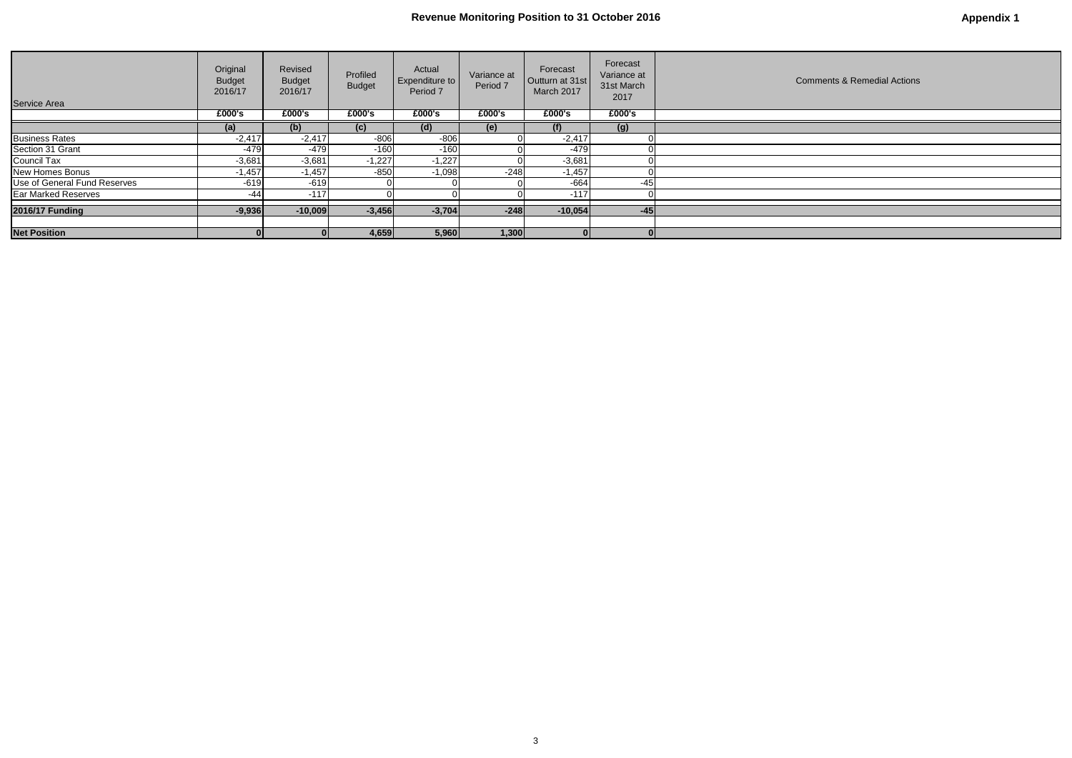**Appendix 1**

# Revenue Monitoring Position to 31 October 2016

| Service Area | Original Budget 2016/17 | Revised Budget 2016/17 | Profiled Budget | Actual Expenditure to Period 7 | Variance at Period 7 | Forecast Outturn at 31st March 2017 | Forecast Variance at 31st March 2017 | Comments & Remedial Actions |
|---|---|---|---|---|---|---|---|---|
| | £000's | £000's | £000's | £000's | £000's | £000's | £000's | |
| | (a) | (b) | (c) | (d) | (e) | (f) | (g) | |
| Business Rates | -2,417 | -2,417 | -806 | -806 | 0 | -2,417 | 0 | |
| Section 31 Grant | -479 | -479 | -160 | -160 | 0 | -479 | 0 | |
| Council Tax | -3,681 | -3,681 | -1,227 | -1,227 | 0 | -3,681 | 0 | |
| New Homes Bonus | -1,457 | -1,457 | -850 | -1,098 | -248 | -1,457 | 0 | |
| Use of General Fund Reserves | -619 | -619 | 0 | 0 | 0 | -664 | -45 | |
| Ear Marked Reserves | -44 | -117 | 0 | 0 | 0 | -117 | 0 | |
| **2016/17 Funding** | **-9,936** | **-10,009** | **-3,456** | **-3,704** | **-248** | **-10,054** | **-45** | |
| **Net Position** | **0** | **0** | **4,659** | **5,960** | **1,300** | **0** | **0** | |